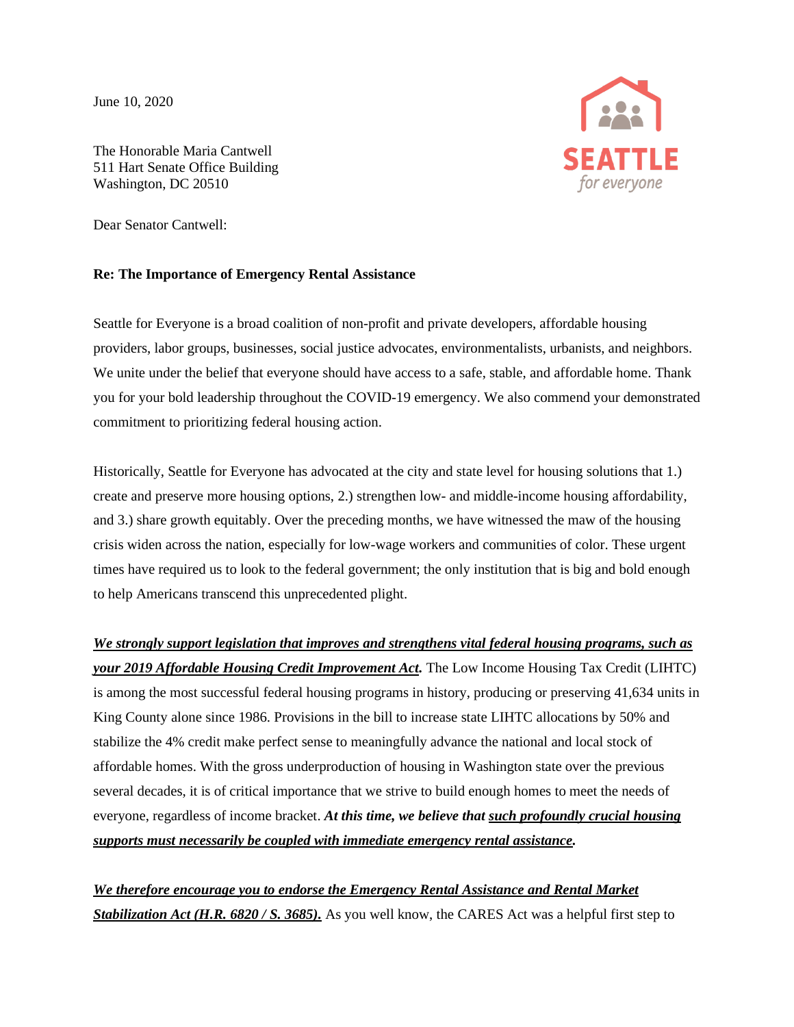June 10, 2020

SEATTLE
for everyone

The Honorable Maria Cantwell
511 Hart Senate Office Building
Washington, DC 20510

Dear Senator Cantwell:

**Re: The Importance of Emergency Rental Assistance**

Seattle for Everyone is a broad coalition of non-profit and private developers, affordable housing providers, labor groups, businesses, social justice advocates, environmentalists, urbanists, and neighbors. We unite under the belief that everyone should have access to a safe, stable, and affordable home. Thank you for your bold leadership throughout the COVID-19 emergency. We also commend your demonstrated commitment to prioritizing federal housing action.

Historically, Seattle for Everyone has advocated at the city and state level for housing solutions that 1.) create and preserve more housing options, 2.) strengthen low- and middle-income housing affordability, and 3.) share growth equitably. Over the preceding months, we have witnessed the maw of the housing crisis widen across the nation, especially for low-wage workers and communities of color. These urgent times have required us to look to the federal government; the only institution that is big and bold enough to help Americans transcend this unprecedented plight.

***We strongly support legislation that improves and strengthens vital federal housing programs, such as your 2019 Affordable Housing Credit Improvement Act.*** The Low Income Housing Tax Credit (LIHTC) is among the most successful federal housing programs in history, producing or preserving 41,634 units in King County alone since 1986. Provisions in the bill to increase state LIHTC allocations by 50% and stabilize the 4% credit make perfect sense to meaningfully advance the national and local stock of affordable homes. With the gross underproduction of housing in Washington state over the previous several decades, it is of critical importance that we strive to build enough homes to meet the needs of everyone, regardless of income bracket. ***At this time, we believe that such profoundly crucial housing supports must necessarily be coupled with immediate emergency rental assistance.***

***We therefore encourage you to endorse the Emergency Rental Assistance and Rental Market Stabilization Act (H.R. 6820 / S. 3685).*** As you well know, the CARES Act was a helpful first step to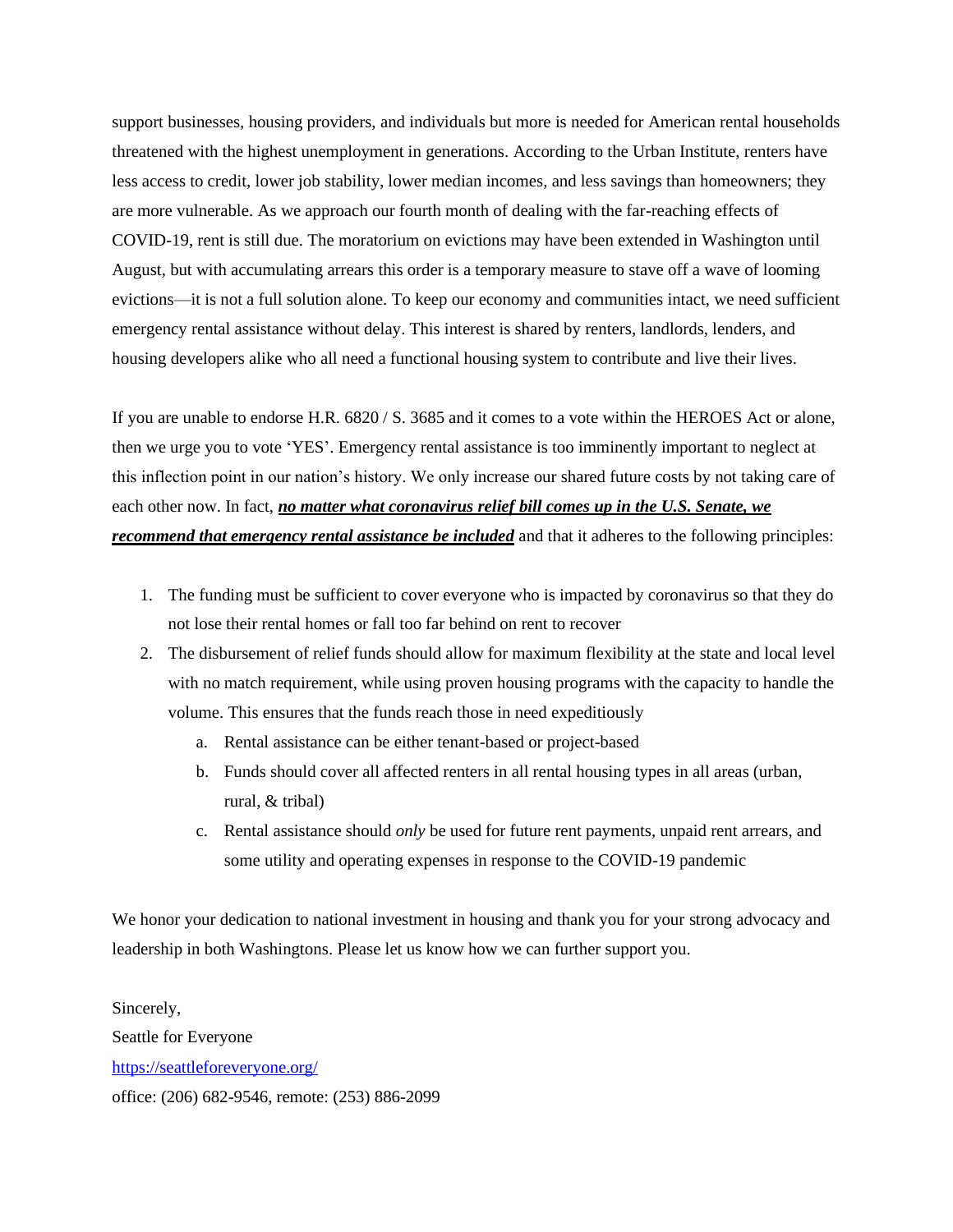support businesses, housing providers, and individuals but more is needed for American rental households threatened with the highest unemployment in generations. According to the Urban Institute, renters have less access to credit, lower job stability, lower median incomes, and less savings than homeowners; they are more vulnerable. As we approach our fourth month of dealing with the far-reaching effects of COVID-19, rent is still due. The moratorium on evictions may have been extended in Washington until August, but with accumulating arrears this order is a temporary measure to stave off a wave of looming evictions—it is not a full solution alone. To keep our economy and communities intact, we need sufficient emergency rental assistance without delay. This interest is shared by renters, landlords, lenders, and housing developers alike who all need a functional housing system to contribute and live their lives.

If you are unable to endorse H.R. 6820 / S. 3685 and it comes to a vote within the HEROES Act or alone, then we urge you to vote 'YES'. Emergency rental assistance is too imminently important to neglect at this inflection point in our nation's history. We only increase our shared future costs by not taking care of each other now. In fact, <u>***no matter what coronavirus relief bill comes up in the U.S. Senate, we recommend that emergency rental assistance be included***</u> and that it adheres to the following principles:

1. The funding must be sufficient to cover everyone who is impacted by coronavirus so that they do not lose their rental homes or fall too far behind on rent to recover
2. The disbursement of relief funds should allow for maximum flexibility at the state and local level with no match requirement, while using proven housing programs with the capacity to handle the volume. This ensures that the funds reach those in need expeditiously
    a. Rental assistance can be either tenant-based or project-based
    b. Funds should cover all affected renters in all rental housing types in all areas (urban, rural, & tribal)
    c. Rental assistance should *only* be used for future rent payments, unpaid rent arrears, and some utility and operating expenses in response to the COVID-19 pandemic

We honor your dedication to national investment in housing and thank you for your strong advocacy and leadership in both Washingtons. Please let us know how we can further support you.

Sincerely,
Seattle for Everyone
https://seattleforeveryone.org/
office: (206) 682-9546, remote: (253) 886-2099